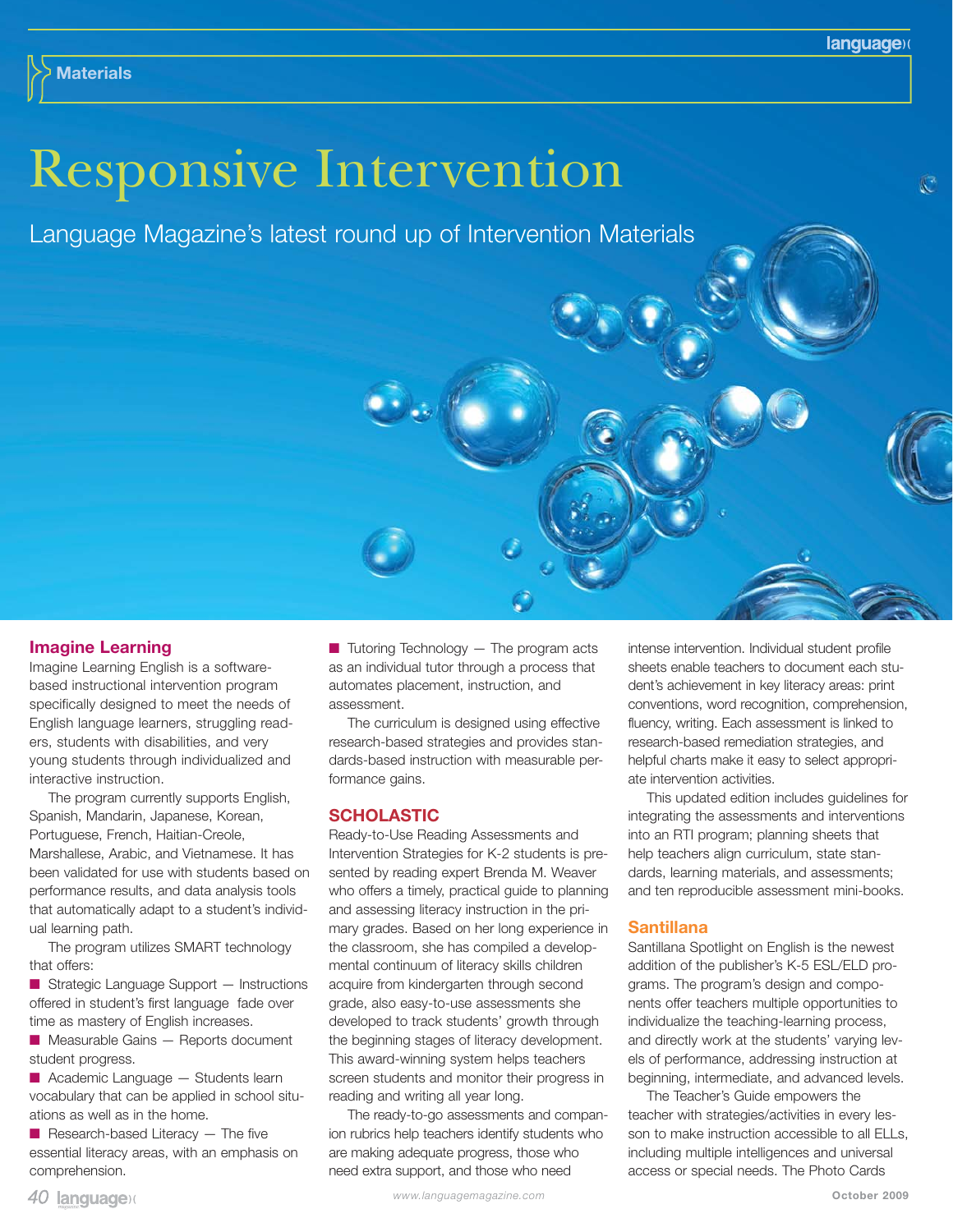# Responsive Intervention

Language Magazine's latest round up of Intervention Materials

## Imagine Learning

Imagine Learning English is a software-based instructional intervention program specifically designed to meet the needs of English language learners, struggling readers, students with disabilities, and very young students through individualized and interactive instruction.

The program currently supports English, Spanish, Mandarin, Japanese, Korean, Portuguese, French, Haitian-Creole, Marshallese, Arabic, and Vietnamese. It has been validated for use with students based on performance results, and data analysis tools that automatically adapt to a student's individual learning path.

The program utilizes SMART technology that offers:

- Strategic Language Support — Instructions offered in student's first language fade over time as mastery of English increases.
- Measurable Gains — Reports document student progress.
- Academic Language — Students learn vocabulary that can be applied in school situations as well as in the home.
- Research-based Literacy — The five essential literacy areas, with an emphasis on comprehension.
- Tutoring Technology — The program acts as an individual tutor through a process that automates placement, instruction, and assessment.

The curriculum is designed using effective research-based strategies and provides standards-based instruction with measurable performance gains.

## SCHOLASTIC

Ready-to-Use Reading Assessments and Intervention Strategies for K-2 students is presented by reading expert Brenda M. Weaver who offers a timely, practical guide to planning and assessing literacy instruction in the primary grades. Based on her long experience in the classroom, she has compiled a developmental continuum of literacy skills children acquire from kindergarten through second grade, also easy-to-use assessments she developed to track students' growth through the beginning stages of literacy development. This award-winning system helps teachers screen students and monitor their progress in reading and writing all year long.

The ready-to-go assessments and companion rubrics help teachers identify students who are making adequate progress, those who need extra support, and those who need intense intervention. Individual student profile sheets enable teachers to document each student's achievement in key literacy areas: print conventions, word recognition, comprehension, fluency, writing. Each assessment is linked to research-based remediation strategies, and helpful charts make it easy to select appropriate intervention activities.

This updated edition includes guidelines for integrating the assessments and interventions into an RTI program; planning sheets that help teachers align curriculum, state standards, learning materials, and assessments; and ten reproducible assessment mini-books.

## Santillana

Santillana Spotlight on English is the newest addition of the publisher's K-5 ESL/ELD programs. The program's design and components offer teachers multiple opportunities to individualize the teaching-learning process, and directly work at the students' varying levels of performance, addressing instruction at beginning, intermediate, and advanced levels.

The Teacher's Guide empowers the teacher with strategies/activities in every lesson to make instruction accessible to all ELLs, including multiple intelligences and universal access or special needs. The Photo Cards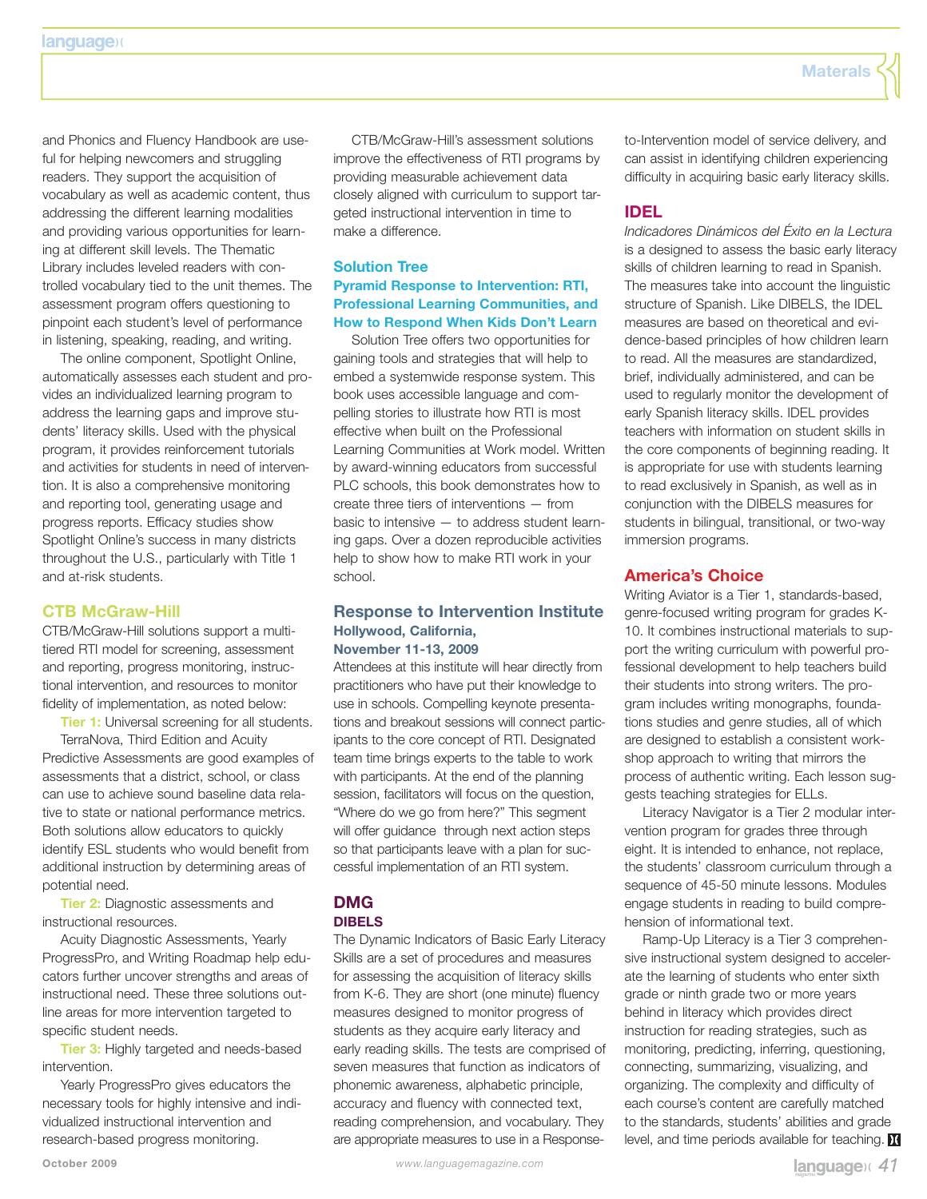and Phonics and Fluency Handbook are useful for helping newcomers and struggling readers. They support the acquisition of vocabulary as well as academic content, thus addressing the different learning modalities and providing various opportunities for learning at different skill levels. The Thematic Library includes leveled readers with controlled vocabulary tied to the unit themes. The assessment program offers questioning to pinpoint each student's level of performance in listening, speaking, reading, and writing.

The online component, Spotlight Online, automatically assesses each student and provides an individualized learning program to address the learning gaps and improve students' literacy skills. Used with the physical program, it provides reinforcement tutorials and activities for students in need of intervention. It is also a comprehensive monitoring and reporting tool, generating usage and progress reports. Efficacy studies show Spotlight Online's success in many districts throughout the U.S., particularly with Title 1 and at-risk students.

## CTB McGraw-Hill

CTB/McGraw-Hill solutions support a multi-tiered RTI model for screening, assessment and reporting, progress monitoring, instructional intervention, and resources to monitor fidelity of implementation, as noted below:

**Tier 1:** Universal screening for all students.

TerraNova, Third Edition and Acuity Predictive Assessments are good examples of assessments that a district, school, or class can use to achieve sound baseline data relative to state or national performance metrics. Both solutions allow educators to quickly identify ESL students who would benefit from additional instruction by determining areas of potential need.

**Tier 2:** Diagnostic assessments and instructional resources.

Acuity Diagnostic Assessments, Yearly ProgressPro, and Writing Roadmap help educators further uncover strengths and areas of instructional need. These three solutions outline areas for more intervention targeted to specific student needs.

**Tier 3:** Highly targeted and needs-based intervention.

Yearly ProgressPro gives educators the necessary tools for highly intensive and individualized instructional intervention and research-based progress monitoring.

CTB/McGraw-Hill's assessment solutions improve the effectiveness of RTI programs by providing measurable achievement data closely aligned with curriculum to support targeted instructional intervention in time to make a difference.

## Solution Tree

### Pyramid Response to Intervention: RTI, Professional Learning Communities, and How to Respond When Kids Don't Learn

Solution Tree offers two opportunities for gaining tools and strategies that will help to embed a systemwide response system. This book uses accessible language and compelling stories to illustrate how RTI is most effective when built on the Professional Learning Communities at Work model. Written by award-winning educators from successful PLC schools, this book demonstrates how to create three tiers of interventions — from basic to intensive — to address student learning gaps. Over a dozen reproducible activities help to show how to make RTI work in your school.

## Response to Intervention Institute

### Hollywood, California, November 11-13, 2009

Attendees at this institute will hear directly from practitioners who have put their knowledge to use in schools. Compelling keynote presentations and breakout sessions will connect participants to the core concept of RTI. Designated team time brings experts to the table to work with participants. At the end of the planning session, facilitators will focus on the question, "Where do we go from here?" This segment will offer guidance through next action steps so that participants leave with a plan for successful implementation of an RTI system.

## DMG

### DIBELS

The Dynamic Indicators of Basic Early Literacy Skills are a set of procedures and measures for assessing the acquisition of literacy skills from K-6. They are short (one minute) fluency measures designed to monitor progress of students as they acquire early literacy and early reading skills. The tests are comprised of seven measures that function as indicators of phonemic awareness, alphabetic principle, accuracy and fluency with connected text, reading comprehension, and vocabulary. They are appropriate measures to use in a Response-to-Intervention model of service delivery, and can assist in identifying children experiencing difficulty in acquiring basic early literacy skills.

## IDEL

*Indicadores Dinámicos del Éxito en la Lectura* is a designed to assess the basic early literacy skills of children learning to read in Spanish. The measures take into account the linguistic structure of Spanish. Like DIBELS, the IDEL measures are based on theoretical and evidence-based principles of how children learn to read. All the measures are standardized, brief, individually administered, and can be used to regularly monitor the development of early Spanish literacy skills. IDEL provides teachers with information on student skills in the core components of beginning reading. It is appropriate for use with students learning to read exclusively in Spanish, as well as in conjunction with the DIBELS measures for students in bilingual, transitional, or two-way immersion programs.

## America's Choice

Writing Aviator is a Tier 1, standards-based, genre-focused writing program for grades K-10. It combines instructional materials to support the writing curriculum with powerful professional development to help teachers build their students into strong writers. The program includes writing monographs, foundations studies and genre studies, all of which are designed to establish a consistent workshop approach to writing that mirrors the process of authentic writing. Each lesson suggests teaching strategies for ELLs.

Literacy Navigator is a Tier 2 modular intervention program for grades three through eight. It is intended to enhance, not replace, the students' classroom curriculum through a sequence of 45-50 minute lessons. Modules engage students in reading to build comprehension of informational text.

Ramp-Up Literacy is a Tier 3 comprehensive instructional system designed to accelerate the learning of students who enter sixth grade or ninth grade two or more years behind in literacy which provides direct instruction for reading strategies, such as monitoring, predicting, inferring, questioning, connecting, summarizing, visualizing, and organizing. The complexity and difficulty of each course's content are carefully matched to the standards, students' abilities and grade level, and time periods available for teaching.